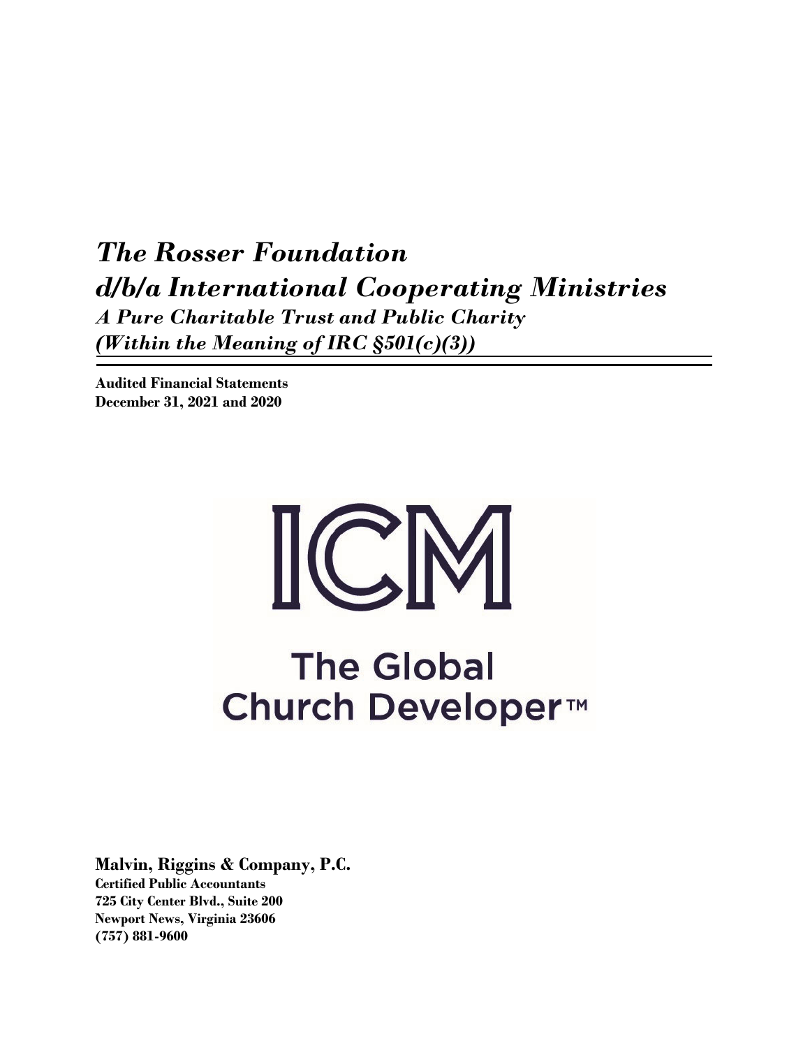# *The Rosser Foundation*

# *d/b/a International Cooperating Ministries*

### *A Pure Charitable Trust and Public Charity*

### *(Within the Meaning of IRC §501(c)(3))*

**Audited Financial Statements**
**December 31, 2021 and 2020**

ICM

The Global
Church Developer™

**Malvin, Riggins & Company, P.C.**
**Certified Public Accountants**
**725 City Center Blvd., Suite 200**
**Newport News, Virginia 23606**
**(757) 881-9600**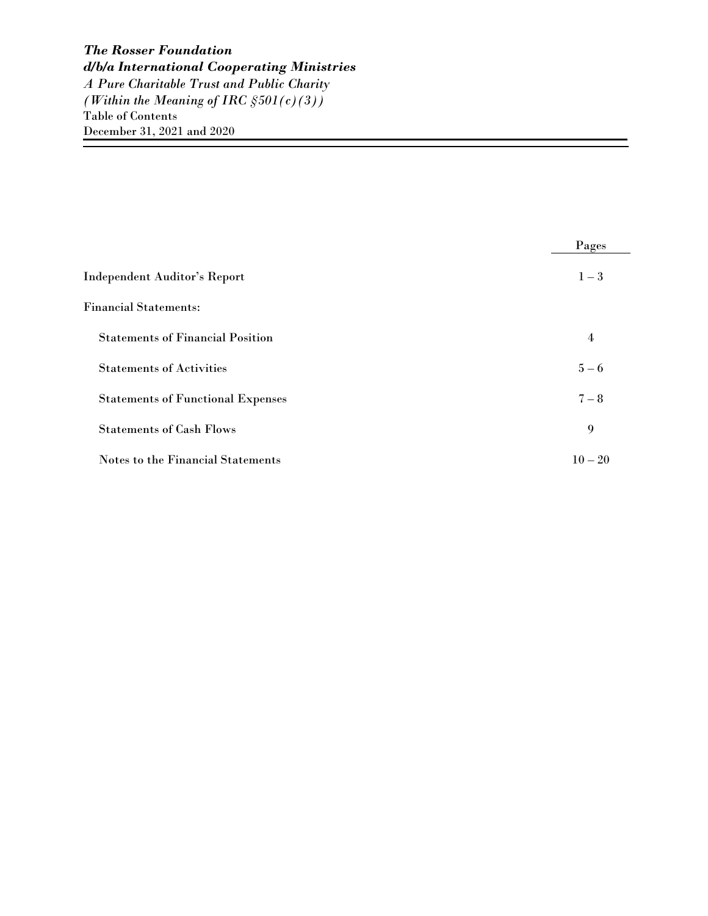***The Rosser Foundation***
***d/b/a International Cooperating Ministries***
*A Pure Charitable Trust and Public Charity*
*(Within the Meaning of IRC §501(c)(3))*
Table of Contents
December 31, 2021 and 2020

| | Pages |
|---|---|
| Independent Auditor's Report | 1 – 3 |
| Financial Statements: | |
| Statements of Financial Position | 4 |
| Statements of Activities | 5 – 6 |
| Statements of Functional Expenses | 7 – 8 |
| Statements of Cash Flows | 9 |
| Notes to the Financial Statements | 10 – 20 |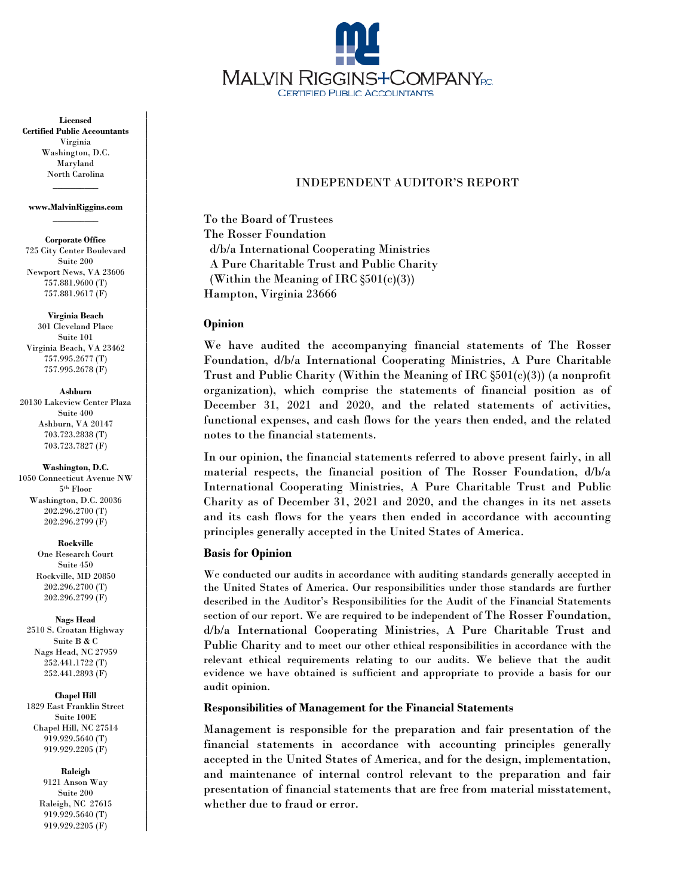MALVIN RIGGINS+COMPANY P.C.
CERTIFIED PUBLIC ACCOUNTANTS

**Licensed**
**Certified Public Accountants**
Virginia
Washington, D.C.
Maryland
North Carolina

**www.MalvinRiggins.com**

**Corporate Office**
725 City Center Boulevard
Suite 200
Newport News, VA 23606
757.881.9600 (T)
757.881.9617 (F)

**Virginia Beach**
301 Cleveland Place
Suite 101
Virginia Beach, VA 23462
757.995.2677 (T)
757.995.2678 (F)

**Ashburn**
20130 Lakeview Center Plaza
Suite 400
Ashburn, VA 20147
703.723.2838 (T)
703.723.7827 (F)

**Washington, D.C.**
1050 Connecticut Avenue NW
5th Floor
Washington, D.C. 20036
202.296.2700 (T)
202.296.2799 (F)

**Rockville**
One Research Court
Suite 450
Rockville, MD 20850
202.296.2700 (T)
202.296.2799 (F)

**Nags Head**
2510 S. Croatan Highway
Suite B & C
Nags Head, NC 27959
252.441.1722 (T)
252.441.2893 (F)

**Chapel Hill**
1829 East Franklin Street
Suite 100E
Chapel Hill, NC 27514
919.929.5640 (T)
919.929.2205 (F)

**Raleigh**
9121 Anson Way
Suite 200
Raleigh, NC 27615
919.929.5640 (T)
919.929.2205 (F)

# INDEPENDENT AUDITOR'S REPORT

To the Board of Trustees
The Rosser Foundation
d/b/a International Cooperating Ministries
A Pure Charitable Trust and Public Charity
(Within the Meaning of IRC §501(c)(3))
Hampton, Virginia 23666

**Opinion**

We have audited the accompanying financial statements of The Rosser Foundation, d/b/a International Cooperating Ministries, A Pure Charitable Trust and Public Charity (Within the Meaning of IRC §501(c)(3)) (a nonprofit organization), which comprise the statements of financial position as of December 31, 2021 and 2020, and the related statements of activities, functional expenses, and cash flows for the years then ended, and the related notes to the financial statements.

In our opinion, the financial statements referred to above present fairly, in all material respects, the financial position of The Rosser Foundation, d/b/a International Cooperating Ministries, A Pure Charitable Trust and Public Charity as of December 31, 2021 and 2020, and the changes in its net assets and its cash flows for the years then ended in accordance with accounting principles generally accepted in the United States of America.

**Basis for Opinion**

We conducted our audits in accordance with auditing standards generally accepted in the United States of America. Our responsibilities under those standards are further described in the Auditor's Responsibilities for the Audit of the Financial Statements section of our report. We are required to be independent of The Rosser Foundation, d/b/a International Cooperating Ministries, A Pure Charitable Trust and Public Charity and to meet our other ethical responsibilities in accordance with the relevant ethical requirements relating to our audits. We believe that the audit evidence we have obtained is sufficient and appropriate to provide a basis for our audit opinion.

**Responsibilities of Management for the Financial Statements**

Management is responsible for the preparation and fair presentation of the financial statements in accordance with accounting principles generally accepted in the United States of America, and for the design, implementation, and maintenance of internal control relevant to the preparation and fair presentation of financial statements that are free from material misstatement, whether due to fraud or error.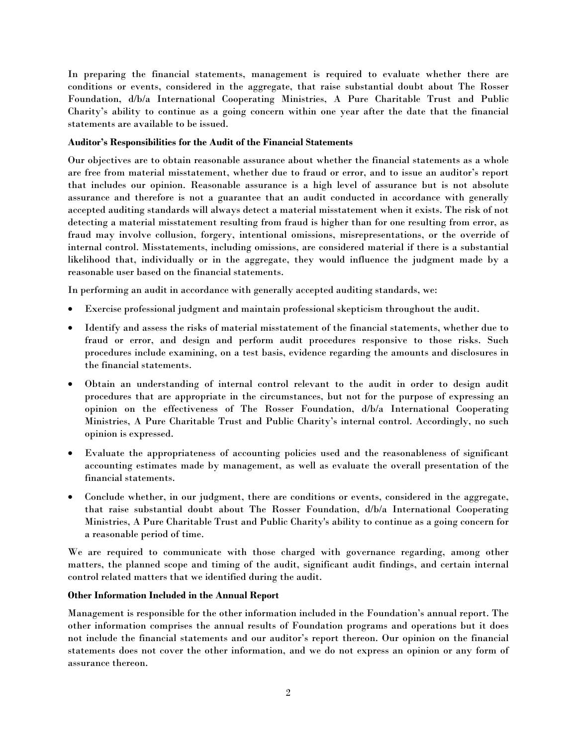In preparing the financial statements, management is required to evaluate whether there are conditions or events, considered in the aggregate, that raise substantial doubt about The Rosser Foundation, d/b/a International Cooperating Ministries, A Pure Charitable Trust and Public Charity's ability to continue as a going concern within one year after the date that the financial statements are available to be issued.

**Auditor's Responsibilities for the Audit of the Financial Statements**

Our objectives are to obtain reasonable assurance about whether the financial statements as a whole are free from material misstatement, whether due to fraud or error, and to issue an auditor's report that includes our opinion. Reasonable assurance is a high level of assurance but is not absolute assurance and therefore is not a guarantee that an audit conducted in accordance with generally accepted auditing standards will always detect a material misstatement when it exists. The risk of not detecting a material misstatement resulting from fraud is higher than for one resulting from error, as fraud may involve collusion, forgery, intentional omissions, misrepresentations, or the override of internal control. Misstatements, including omissions, are considered material if there is a substantial likelihood that, individually or in the aggregate, they would influence the judgment made by a reasonable user based on the financial statements.

In performing an audit in accordance with generally accepted auditing standards, we:

- Exercise professional judgment and maintain professional skepticism throughout the audit.
- Identify and assess the risks of material misstatement of the financial statements, whether due to fraud or error, and design and perform audit procedures responsive to those risks. Such procedures include examining, on a test basis, evidence regarding the amounts and disclosures in the financial statements.
- Obtain an understanding of internal control relevant to the audit in order to design audit procedures that are appropriate in the circumstances, but not for the purpose of expressing an opinion on the effectiveness of The Rosser Foundation, d/b/a International Cooperating Ministries, A Pure Charitable Trust and Public Charity's internal control. Accordingly, no such opinion is expressed.
- Evaluate the appropriateness of accounting policies used and the reasonableness of significant accounting estimates made by management, as well as evaluate the overall presentation of the financial statements.
- Conclude whether, in our judgment, there are conditions or events, considered in the aggregate, that raise substantial doubt about The Rosser Foundation, d/b/a International Cooperating Ministries, A Pure Charitable Trust and Public Charity's ability to continue as a going concern for a reasonable period of time.

We are required to communicate with those charged with governance regarding, among other matters, the planned scope and timing of the audit, significant audit findings, and certain internal control related matters that we identified during the audit.

**Other Information Included in the Annual Report**

Management is responsible for the other information included in the Foundation's annual report. The other information comprises the annual results of Foundation programs and operations but it does not include the financial statements and our auditor's report thereon. Our opinion on the financial statements does not cover the other information, and we do not express an opinion or any form of assurance thereon.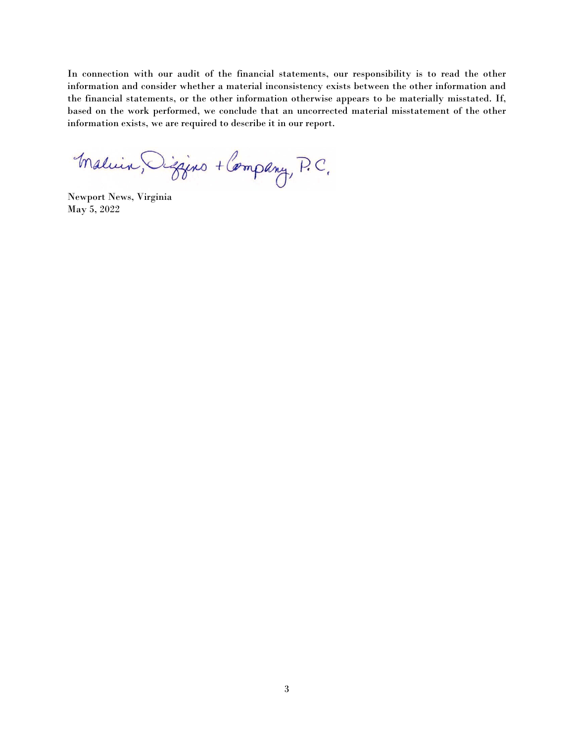In connection with our audit of the financial statements, our responsibility is to read the other information and consider whether a material inconsistency exists between the other information and the financial statements, or the other information otherwise appears to be materially misstated. If, based on the work performed, we conclude that an uncorrected material misstatement of the other information exists, we are required to describe it in our report.

Malvin, Riggins + Company, P.C.

Newport News, Virginia
May 5, 2022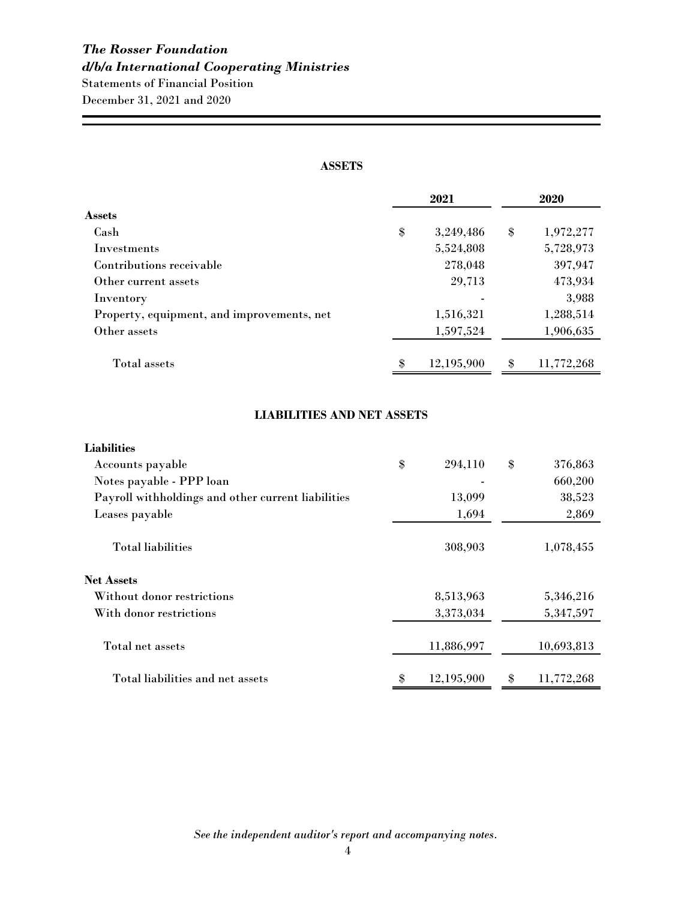***The Rosser Foundation***
***d/b/a International Cooperating Ministries***
Statements of Financial Position
December 31, 2021 and 2020

## ASSETS

| | 2021 | 2020 |
|---|---|---|
| **Assets** | | |
| Cash | $ 3,249,486 | $ 1,972,277 |
| Investments | 5,524,808 | 5,728,973 |
| Contributions receivable | 278,048 | 397,947 |
| Other current assets | 29,713 | 473,934 |
| Inventory | - | 3,988 |
| Property, equipment, and improvements, net | 1,516,321 | 1,288,514 |
| Other assets | 1,597,524 | 1,906,635 |
| Total assets | $ 12,195,900 | $ 11,772,268 |

## LIABILITIES AND NET ASSETS

| | 2021 | 2020 |
|---|---|---|
| **Liabilities** | | |
| Accounts payable | $ 294,110 | $ 376,863 |
| Notes payable - PPP loan | - | 660,200 |
| Payroll withholdings and other current liabilities | 13,099 | 38,523 |
| Leases payable | 1,694 | 2,869 |
| Total liabilities | 308,903 | 1,078,455 |
| **Net Assets** | | |
| Without donor restrictions | 8,513,963 | 5,346,216 |
| With donor restrictions | 3,373,034 | 5,347,597 |
| Total net assets | 11,886,997 | 10,693,813 |
| Total liabilities and net assets | $ 12,195,900 | $ 11,772,268 |

*See the independent auditor's report and accompanying notes.*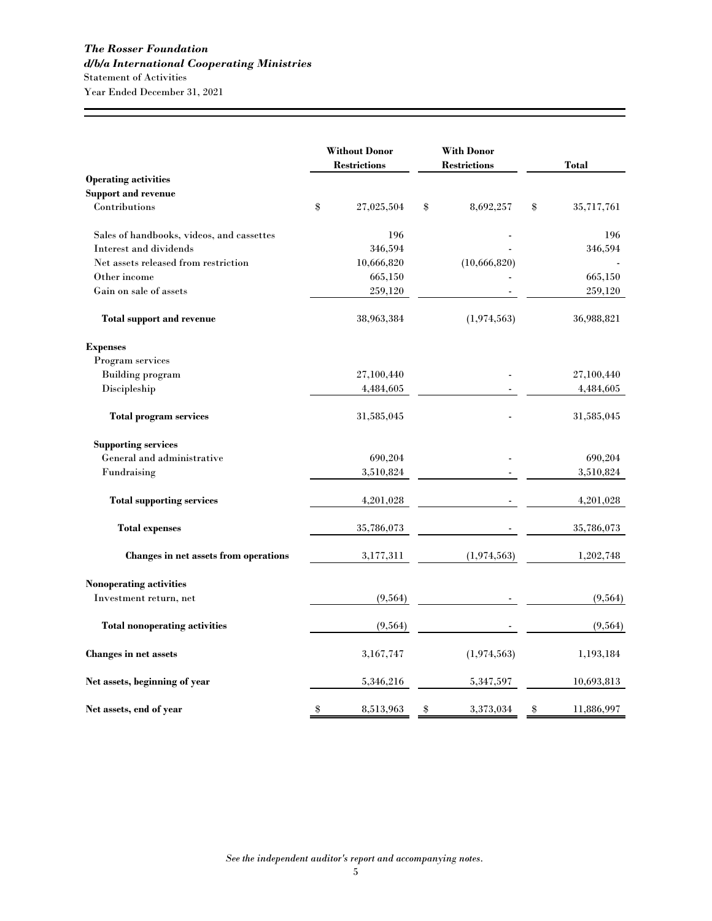***The Rosser Foundation***
***d/b/a International Cooperating Ministries***
Statement of Activities
Year Ended December 31, 2021

| | Without Donor Restrictions | With Donor Restrictions | Total |
|---|---|---|---|
| **Operating activities** | | | |
| **Support and revenue** | | | |
| Contributions | $ 27,025,504 | $ 8,692,257 | $ 35,717,761 |
| Sales of handbooks, videos, and cassettes | 196 | - | 196 |
| Interest and dividends | 346,594 | - | 346,594 |
| Net assets released from restriction | 10,666,820 | (10,666,820) | - |
| Other income | 665,150 | - | 665,150 |
| Gain on sale of assets | 259,120 | - | 259,120 |
| **Total support and revenue** | 38,963,384 | (1,974,563) | 36,988,821 |
| **Expenses** | | | |
| Program services | | | |
| Building program | 27,100,440 | - | 27,100,440 |
| Discipleship | 4,484,605 | - | 4,484,605 |
| **Total program services** | 31,585,045 | - | 31,585,045 |
| **Supporting services** | | | |
| General and administrative | 690,204 | - | 690,204 |
| Fundraising | 3,510,824 | - | 3,510,824 |
| **Total supporting services** | 4,201,028 | - | 4,201,028 |
| **Total expenses** | 35,786,073 | - | 35,786,073 |
| **Changes in net assets from operations** | 3,177,311 | (1,974,563) | 1,202,748 |
| **Nonoperating activities** | | | |
| Investment return, net | (9,564) | - | (9,564) |
| **Total nonoperating activities** | (9,564) | - | (9,564) |
| **Changes in net assets** | 3,167,747 | (1,974,563) | 1,193,184 |
| **Net assets, beginning of year** | 5,346,216 | 5,347,597 | 10,693,813 |
| **Net assets, end of year** | $ 8,513,963 | $ 3,373,034 | $ 11,886,997 |

*See the independent auditor's report and accompanying notes.*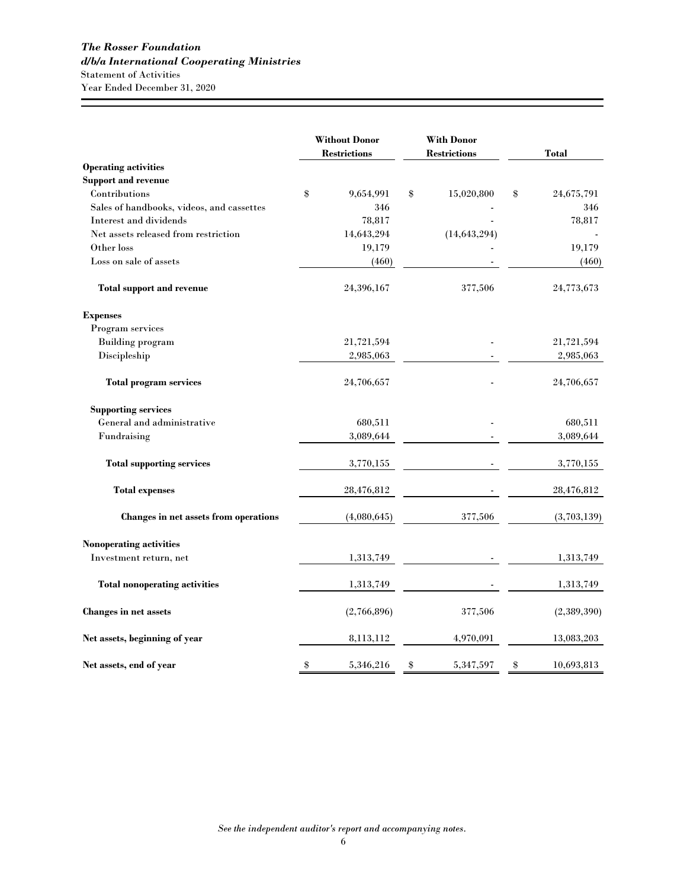***The Rosser Foundation***
***d/b/a International Cooperating Ministries***
Statement of Activities
Year Ended December 31, 2020

| | Without Donor Restrictions | With Donor Restrictions | Total |
|---|---|---|---|
| **Operating activities** | | | |
| **Support and revenue** | | | |
| Contributions | $ 9,654,991 | $ 15,020,800 | $ 24,675,791 |
| Sales of handbooks, videos, and cassettes | 346 | - | 346 |
| Interest and dividends | 78,817 | - | 78,817 |
| Net assets released from restriction | 14,643,294 | (14,643,294) | - |
| Other loss | 19,179 | - | 19,179 |
| Loss on sale of assets | (460) | - | (460) |
| **Total support and revenue** | 24,396,167 | 377,506 | 24,773,673 |
| **Expenses** | | | |
| Program services | | | |
| Building program | 21,721,594 | - | 21,721,594 |
| Discipleship | 2,985,063 | - | 2,985,063 |
| **Total program services** | 24,706,657 | - | 24,706,657 |
| **Supporting services** | | | |
| General and administrative | 680,511 | - | 680,511 |
| Fundraising | 3,089,644 | - | 3,089,644 |
| **Total supporting services** | 3,770,155 | - | 3,770,155 |
| **Total expenses** | 28,476,812 | - | 28,476,812 |
| **Changes in net assets from operations** | (4,080,645) | 377,506 | (3,703,139) |
| **Nonoperating activities** | | | |
| Investment return, net | 1,313,749 | - | 1,313,749 |
| **Total nonoperating activities** | 1,313,749 | - | 1,313,749 |
| **Changes in net assets** | (2,766,896) | 377,506 | (2,389,390) |
| **Net assets, beginning of year** | 8,113,112 | 4,970,091 | 13,083,203 |
| **Net assets, end of year** | $ 5,346,216 | $ 5,347,597 | $ 10,693,813 |

*See the independent auditor's report and accompanying notes.*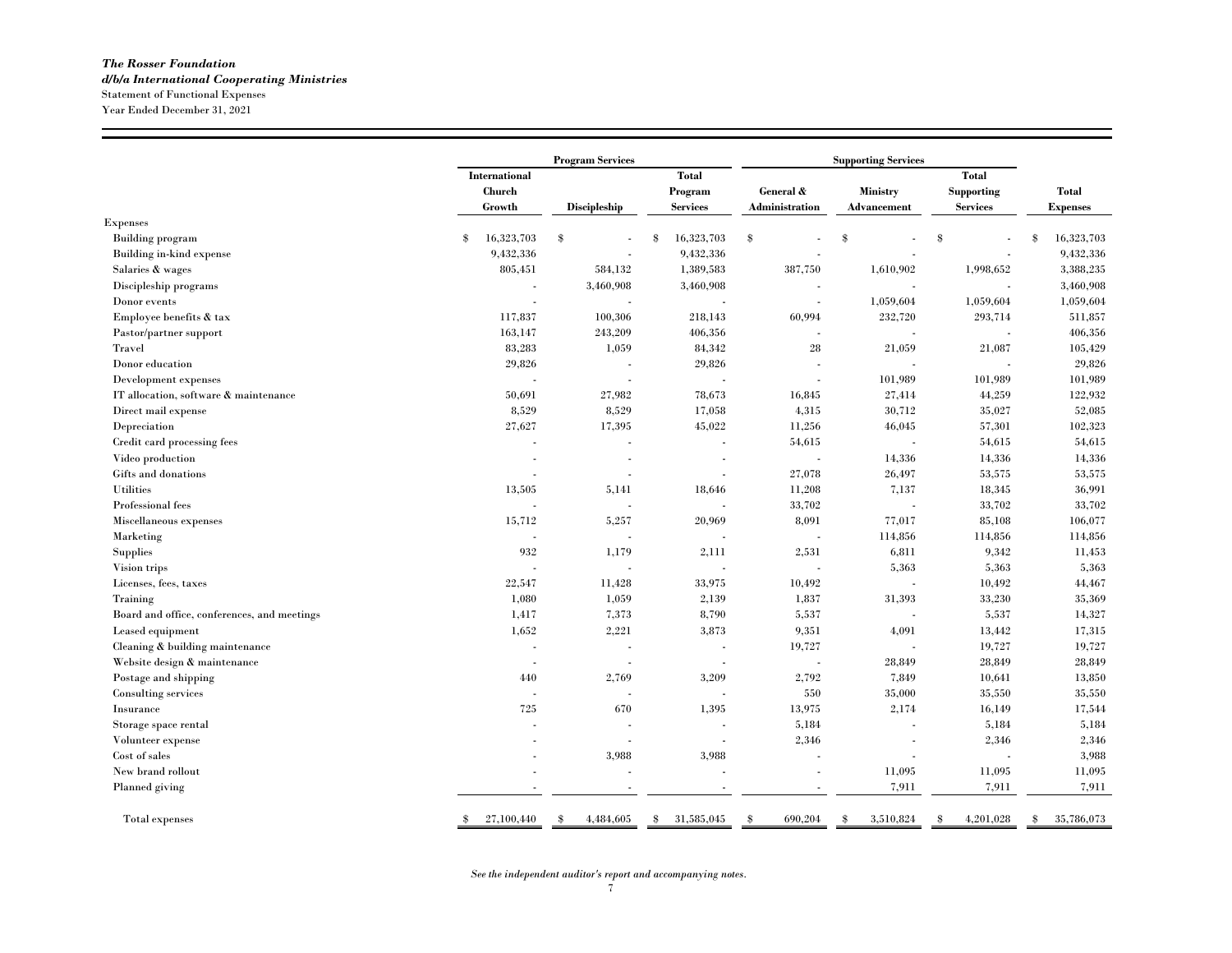***The Rosser Foundation***
***d/b/a International Cooperating Ministries***
Statement of Functional Expenses
Year Ended December 31, 2021

| | Program Services | | | Supporting Services | | | |
|---|---|---|---|---|---|---|---|
| | International Church Growth | Discipleship | Total Program Services | General & Administration | Ministry Advancement | Total Supporting Services | Total Expenses |
| Expenses | | | | | | | |
| Building program | $ 16,323,703 | $ - | $ 16,323,703 | $ - | $ - | $ - | $ 16,323,703 |
| Building in-kind expense | 9,432,336 | - | 9,432,336 | - | - | - | 9,432,336 |
| Salaries & wages | 805,451 | 584,132 | 1,389,583 | 387,750 | 1,610,902 | 1,998,652 | 3,388,235 |
| Discipleship programs | - | 3,460,908 | 3,460,908 | - | - | - | 3,460,908 |
| Donor events | - | - | - | - | 1,059,604 | 1,059,604 | 1,059,604 |
| Employee benefits & tax | 117,837 | 100,306 | 218,143 | 60,994 | 232,720 | 293,714 | 511,857 |
| Pastor/partner support | 163,147 | 243,209 | 406,356 | - | - | - | 406,356 |
| Travel | 83,283 | 1,059 | 84,342 | 28 | 21,059 | 21,087 | 105,429 |
| Donor education | 29,826 | - | 29,826 | - | - | - | 29,826 |
| Development expenses | - | - | - | - | 101,989 | 101,989 | 101,989 |
| IT allocation, software & maintenance | 50,691 | 27,982 | 78,673 | 16,845 | 27,414 | 44,259 | 122,932 |
| Direct mail expense | 8,529 | 8,529 | 17,058 | 4,315 | 30,712 | 35,027 | 52,085 |
| Depreciation | 27,627 | 17,395 | 45,022 | 11,256 | 46,045 | 57,301 | 102,323 |
| Credit card processing fees | - | - | - | 54,615 | - | 54,615 | 54,615 |
| Video production | - | - | - | - | 14,336 | 14,336 | 14,336 |
| Gifts and donations | - | - | - | 27,078 | 26,497 | 53,575 | 53,575 |
| Utilities | 13,505 | 5,141 | 18,646 | 11,208 | 7,137 | 18,345 | 36,991 |
| Professional fees | - | - | - | 33,702 | - | 33,702 | 33,702 |
| Miscellaneous expenses | 15,712 | 5,257 | 20,969 | 8,091 | 77,017 | 85,108 | 106,077 |
| Marketing | - | - | - | - | 114,856 | 114,856 | 114,856 |
| Supplies | 932 | 1,179 | 2,111 | 2,531 | 6,811 | 9,342 | 11,453 |
| Vision trips | - | - | - | - | 5,363 | 5,363 | 5,363 |
| Licenses, fees, taxes | 22,547 | 11,428 | 33,975 | 10,492 | - | 10,492 | 44,467 |
| Training | 1,080 | 1,059 | 2,139 | 1,837 | 31,393 | 33,230 | 35,369 |
| Board and office, conferences, and meetings | 1,417 | 7,373 | 8,790 | 5,537 | - | 5,537 | 14,327 |
| Leased equipment | 1,652 | 2,221 | 3,873 | 9,351 | 4,091 | 13,442 | 17,315 |
| Cleaning & building maintenance | - | - | - | 19,727 | - | 19,727 | 19,727 |
| Website design & maintenance | - | - | - | - | 28,849 | 28,849 | 28,849 |
| Postage and shipping | 440 | 2,769 | 3,209 | 2,792 | 7,849 | 10,641 | 13,850 |
| Consulting services | - | - | - | 550 | 35,000 | 35,550 | 35,550 |
| Insurance | 725 | 670 | 1,395 | 13,975 | 2,174 | 16,149 | 17,544 |
| Storage space rental | - | - | - | 5,184 | - | 5,184 | 5,184 |
| Volunteer expense | - | - | - | 2,346 | - | 2,346 | 2,346 |
| Cost of sales | - | 3,988 | 3,988 | - | - | - | 3,988 |
| New brand rollout | - | - | - | - | 11,095 | 11,095 | 11,095 |
| Planned giving | - | - | - | - | 7,911 | 7,911 | 7,911 |
| Total expenses | $ 27,100,440 | $ 4,484,605 | $ 31,585,045 | $ 690,204 | $ 3,510,824 | $ 4,201,028 | $ 35,786,073 |

*See the independent auditor's report and accompanying notes.*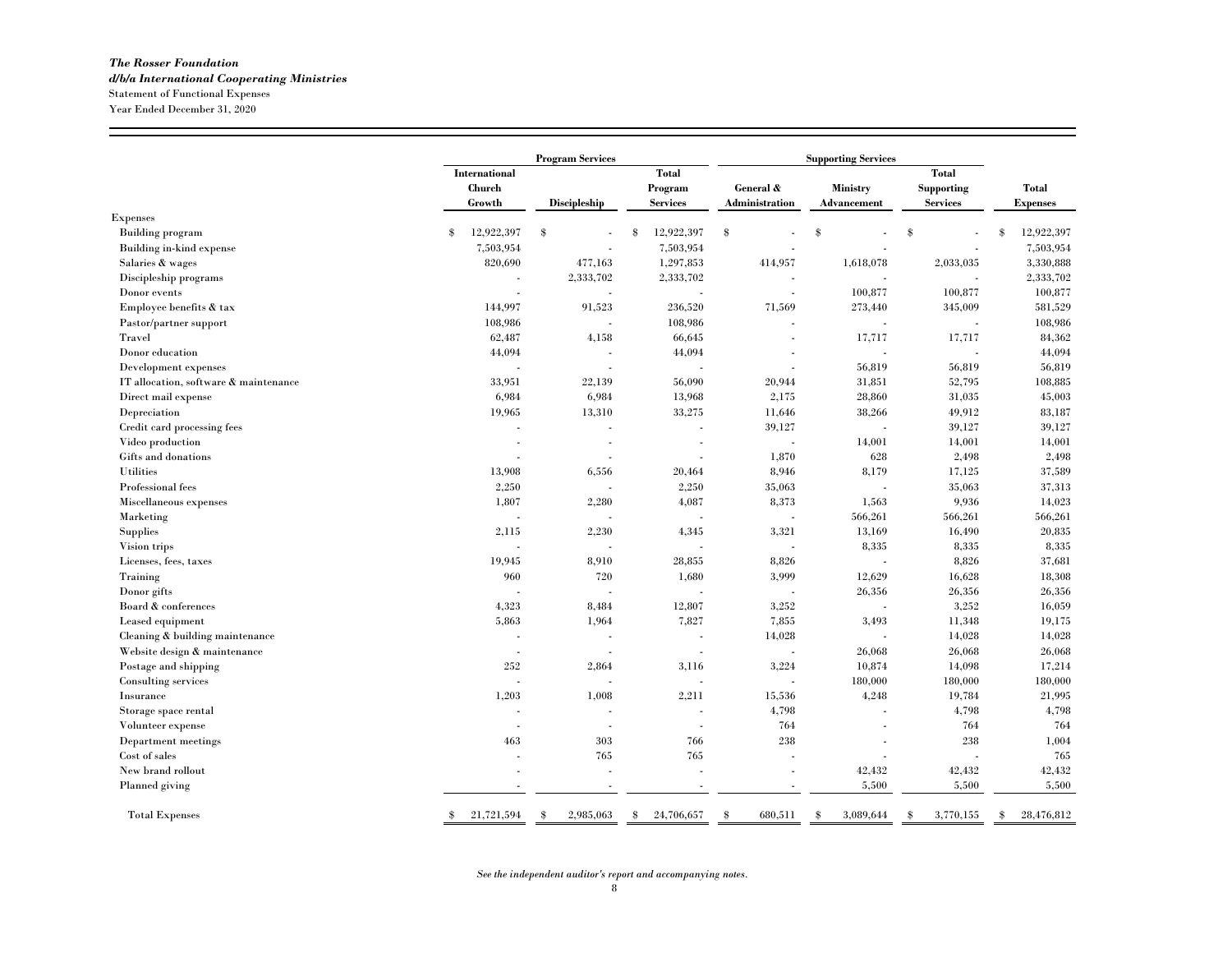*The Rosser Foundation*
***d/b/a International Cooperating Ministries***
Statement of Functional Expenses
Year Ended December 31, 2020

| | Program Services | | | Supporting Services | | | |
|---|---|---|---|---|---|---|---|
| | **International Church Growth** | **Discipleship** | **Total Program Services** | **General & Administration** | **Ministry Advancement** | **Total Supporting Services** | **Total Expenses** |
| Expenses | | | | | | | |
| Building program | $ 12,922,397 | $ - | $ 12,922,397 | $ - | $ - | $ - | $ 12,922,397 |
| Building in-kind expense | 7,503,954 | - | 7,503,954 | - | - | - | 7,503,954 |
| Salaries & wages | 820,690 | 477,163 | 1,297,853 | 414,957 | 1,618,078 | 2,033,035 | 3,330,888 |
| Discipleship programs | - | 2,333,702 | 2,333,702 | - | - | - | 2,333,702 |
| Donor events | - | - | - | - | 100,877 | 100,877 | 100,877 |
| Employee benefits & tax | 144,997 | 91,523 | 236,520 | 71,569 | 273,440 | 345,009 | 581,529 |
| Pastor/partner support | 108,986 | - | 108,986 | - | - | - | 108,986 |
| Travel | 62,487 | 4,158 | 66,645 | - | 17,717 | 17,717 | 84,362 |
| Donor education | 44,094 | - | 44,094 | - | - | - | 44,094 |
| Development expenses | - | - | - | - | 56,819 | 56,819 | 56,819 |
| IT allocation, software & maintenance | 33,951 | 22,139 | 56,090 | 20,944 | 31,851 | 52,795 | 108,885 |
| Direct mail expense | 6,984 | 6,984 | 13,968 | 2,175 | 28,860 | 31,035 | 45,003 |
| Depreciation | 19,965 | 13,310 | 33,275 | 11,646 | 38,266 | 49,912 | 83,187 |
| Credit card processing fees | - | - | - | 39,127 | - | 39,127 | 39,127 |
| Video production | - | - | - | - | 14,001 | 14,001 | 14,001 |
| Gifts and donations | - | - | - | 1,870 | 628 | 2,498 | 2,498 |
| Utilities | 13,908 | 6,556 | 20,464 | 8,946 | 8,179 | 17,125 | 37,589 |
| Professional fees | 2,250 | - | 2,250 | 35,063 | - | 35,063 | 37,313 |
| Miscellaneous expenses | 1,807 | 2,280 | 4,087 | 8,373 | 1,563 | 9,936 | 14,023 |
| Marketing | - | - | - | - | 566,261 | 566,261 | 566,261 |
| Supplies | 2,115 | 2,230 | 4,345 | 3,321 | 13,169 | 16,490 | 20,835 |
| Vision trips | - | - | - | - | 8,335 | 8,335 | 8,335 |
| Licenses, fees, taxes | 19,945 | 8,910 | 28,855 | 8,826 | - | 8,826 | 37,681 |
| Training | 960 | 720 | 1,680 | 3,999 | 12,629 | 16,628 | 18,308 |
| Donor gifts | - | - | - | - | 26,356 | 26,356 | 26,356 |
| Board & conferences | 4,323 | 8,484 | 12,807 | 3,252 | - | 3,252 | 16,059 |
| Leased equipment | 5,863 | 1,964 | 7,827 | 7,855 | 3,493 | 11,348 | 19,175 |
| Cleaning & building maintenance | - | - | - | 14,028 | - | 14,028 | 14,028 |
| Website design & maintenance | - | - | - | - | 26,068 | 26,068 | 26,068 |
| Postage and shipping | 252 | 2,864 | 3,116 | 3,224 | 10,874 | 14,098 | 17,214 |
| Consulting services | - | - | - | - | 180,000 | 180,000 | 180,000 |
| Insurance | 1,203 | 1,008 | 2,211 | 15,536 | 4,248 | 19,784 | 21,995 |
| Storage space rental | - | - | - | 4,798 | - | 4,798 | 4,798 |
| Volunteer expense | - | - | - | 764 | - | 764 | 764 |
| Department meetings | 463 | 303 | 766 | 238 | - | 238 | 1,004 |
| Cost of sales | - | 765 | 765 | - | - | - | 765 |
| New brand rollout | - | - | - | - | 42,432 | 42,432 | 42,432 |
| Planned giving | - | - | - | - | 5,500 | 5,500 | 5,500 |
| Total Expenses | $ 21,721,594 | $ 2,985,063 | $ 24,706,657 | $ 680,511 | $ 3,089,644 | $ 3,770,155 | $ 28,476,812 |

*See the independent auditor's report and accompanying notes.*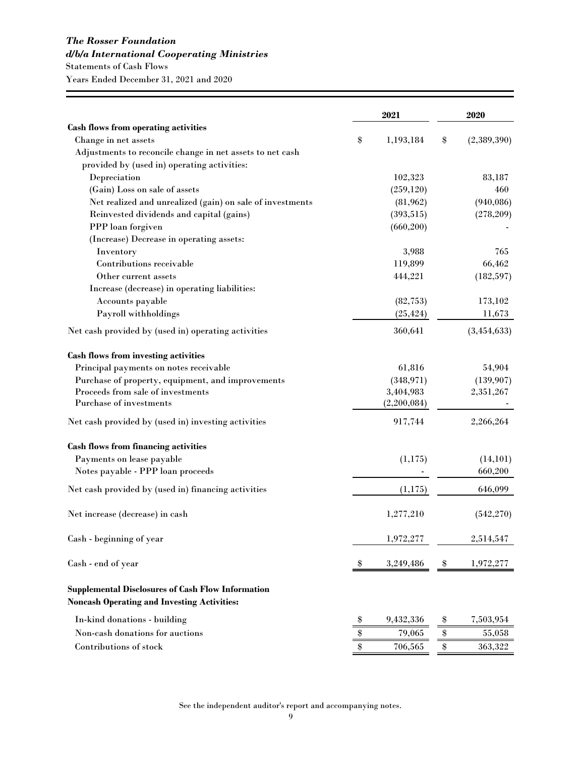*The Rosser Foundation*

*d/b/a International Cooperating Ministries*

Statements of Cash Flows

Years Ended December 31, 2021 and 2020

| | 2021 | 2020 |
|---|---|---|
| **Cash flows from operating activities** | | |
| Change in net assets | $ 1,193,184 | $ (2,389,390) |
| Adjustments to reconcile change in net assets to net cash provided by (used in) operating activities: | | |
| Depreciation | 102,323 | 83,187 |
| (Gain) Loss on sale of assets | (259,120) | 460 |
| Net realized and unrealized (gain) on sale of investments | (81,962) | (940,086) |
| Reinvested dividends and capital (gains) | (393,515) | (278,209) |
| PPP loan forgiven | (660,200) | - |
| (Increase) Decrease in operating assets: | | |
| Inventory | 3,988 | 765 |
| Contributions receivable | 119,899 | 66,462 |
| Other current assets | 444,221 | (182,597) |
| Increase (decrease) in operating liabilities: | | |
| Accounts payable | (82,753) | 173,102 |
| Payroll withholdings | (25,424) | 11,673 |
| Net cash provided by (used in) operating activities | 360,641 | (3,454,633) |
| **Cash flows from investing activities** | | |
| Principal payments on notes receivable | 61,816 | 54,904 |
| Purchase of property, equipment, and improvements | (348,971) | (139,907) |
| Proceeds from sale of investments | 3,404,983 | 2,351,267 |
| Purchase of investments | (2,200,084) | - |
| Net cash provided by (used in) investing activities | 917,744 | 2,266,264 |
| **Cash flows from financing activities** | | |
| Payments on lease payable | (1,175) | (14,101) |
| Notes payable - PPP loan proceeds | - | 660,200 |
| Net cash provided by (used in) financing activities | (1,175) | 646,099 |
| Net increase (decrease) in cash | 1,277,210 | (542,270) |
| Cash - beginning of year | 1,972,277 | 2,514,547 |
| Cash - end of year | $ 3,249,486 | $ 1,972,277 |

**Supplemental Disclosures of Cash Flow Information**

**Noncash Operating and Investing Activities:**

| | 2021 | 2020 |
|---|---|---|
| In-kind donations - building | $ 9,432,336 | $ 7,503,954 |
| Non-cash donations for auctions | $ 79,065 | $ 55,058 |
| Contributions of stock | $ 706,565 | $ 363,322 |

See the independent auditor's report and accompanying notes.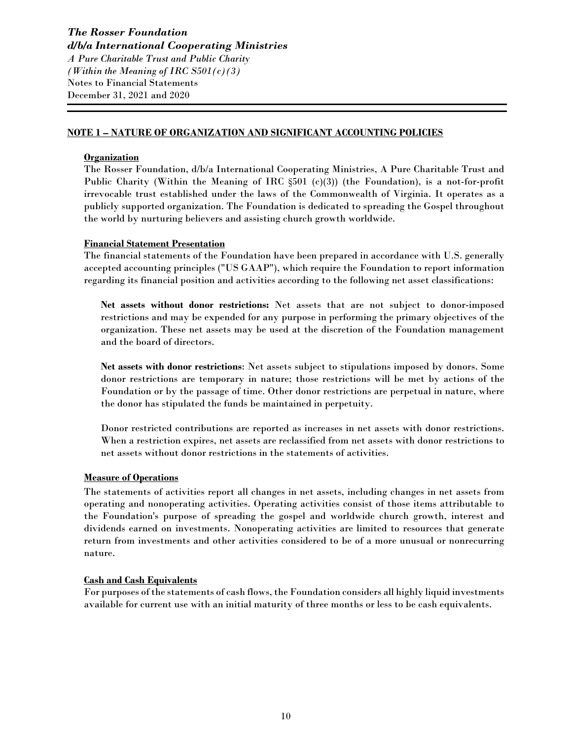## NOTE 1 – NATURE OF ORGANIZATION AND SIGNIFICANT ACCOUNTING POLICIES

### Organization

The Rosser Foundation, d/b/a International Cooperating Ministries, A Pure Charitable Trust and Public Charity (Within the Meaning of IRC §501 (c)(3)) (the Foundation), is a not-for-profit irrevocable trust established under the laws of the Commonwealth of Virginia. It operates as a publicly supported organization. The Foundation is dedicated to spreading the Gospel throughout the world by nurturing believers and assisting church growth worldwide.

### Financial Statement Presentation

The financial statements of the Foundation have been prepared in accordance with U.S. generally accepted accounting principles ("US GAAP"), which require the Foundation to report information regarding its financial position and activities according to the following net asset classifications:

**Net assets without donor restrictions:** Net assets that are not subject to donor-imposed restrictions and may be expended for any purpose in performing the primary objectives of the organization. These net assets may be used at the discretion of the Foundation management and the board of directors.

**Net assets with donor restrictions**: Net assets subject to stipulations imposed by donors. Some donor restrictions are temporary in nature; those restrictions will be met by actions of the Foundation or by the passage of time. Other donor restrictions are perpetual in nature, where the donor has stipulated the funds be maintained in perpetuity.

Donor restricted contributions are reported as increases in net assets with donor restrictions. When a restriction expires, net assets are reclassified from net assets with donor restrictions to net assets without donor restrictions in the statements of activities.

### Measure of Operations

The statements of activities report all changes in net assets, including changes in net assets from operating and nonoperating activities. Operating activities consist of those items attributable to the Foundation's purpose of spreading the gospel and worldwide church growth, interest and dividends earned on investments. Nonoperating activities are limited to resources that generate return from investments and other activities considered to be of a more unusual or nonrecurring nature.

### Cash and Cash Equivalents

For purposes of the statements of cash flows, the Foundation considers all highly liquid investments available for current use with an initial maturity of three months or less to be cash equivalents.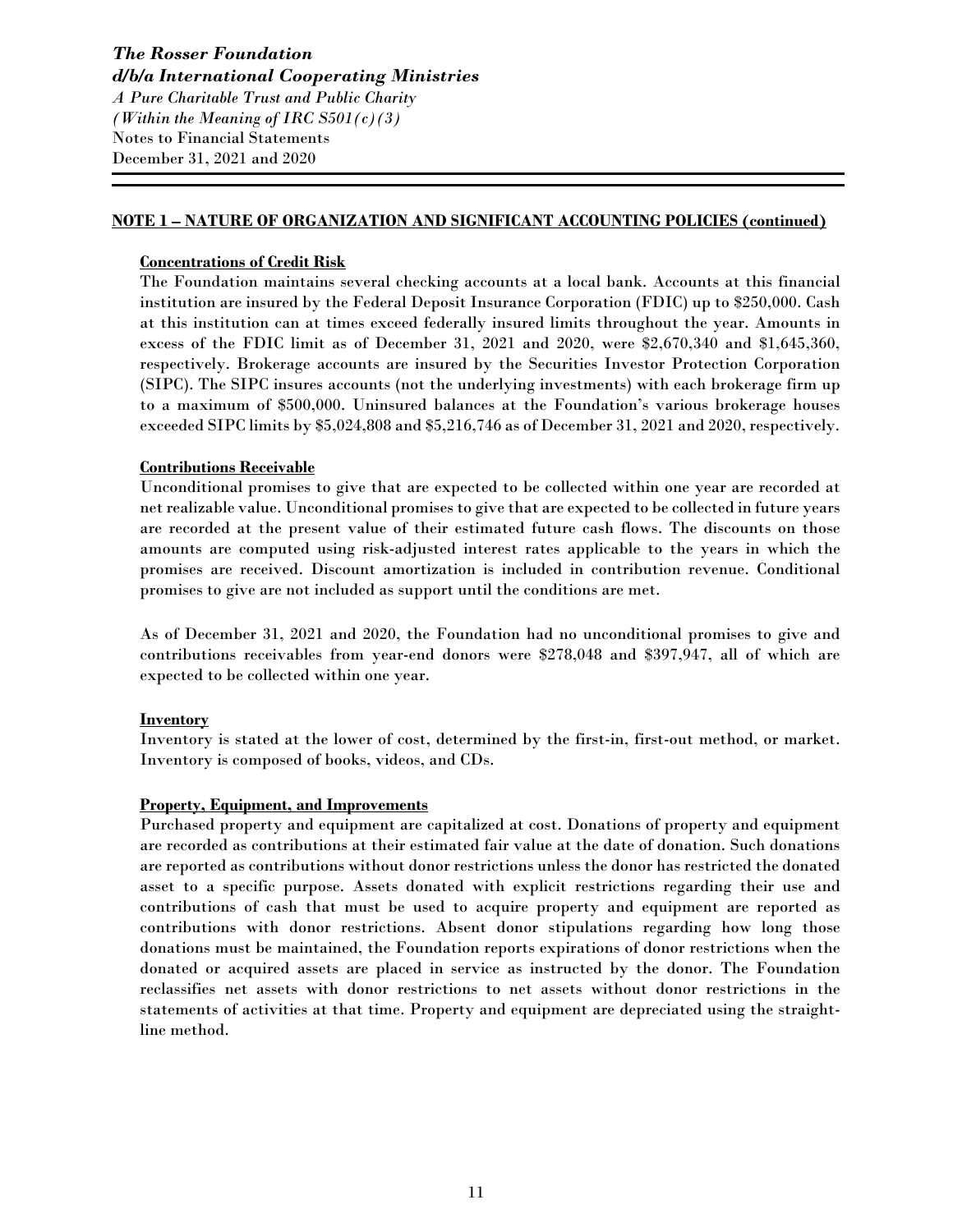## NOTE 1 – NATURE OF ORGANIZATION AND SIGNIFICANT ACCOUNTING POLICIES (continued)

### Concentrations of Credit Risk

The Foundation maintains several checking accounts at a local bank. Accounts at this financial institution are insured by the Federal Deposit Insurance Corporation (FDIC) up to $250,000. Cash at this institution can at times exceed federally insured limits throughout the year. Amounts in excess of the FDIC limit as of December 31, 2021 and 2020, were $2,670,340 and $1,645,360, respectively. Brokerage accounts are insured by the Securities Investor Protection Corporation (SIPC). The SIPC insures accounts (not the underlying investments) with each brokerage firm up to a maximum of $500,000. Uninsured balances at the Foundation's various brokerage houses exceeded SIPC limits by $5,024,808 and $5,216,746 as of December 31, 2021 and 2020, respectively.

### Contributions Receivable

Unconditional promises to give that are expected to be collected within one year are recorded at net realizable value. Unconditional promises to give that are expected to be collected in future years are recorded at the present value of their estimated future cash flows. The discounts on those amounts are computed using risk-adjusted interest rates applicable to the years in which the promises are received. Discount amortization is included in contribution revenue. Conditional promises to give are not included as support until the conditions are met.

As of December 31, 2021 and 2020, the Foundation had no unconditional promises to give and contributions receivables from year-end donors were $278,048 and $397,947, all of which are expected to be collected within one year.

### Inventory

Inventory is stated at the lower of cost, determined by the first-in, first-out method, or market. Inventory is composed of books, videos, and CDs.

### Property, Equipment, and Improvements

Purchased property and equipment are capitalized at cost. Donations of property and equipment are recorded as contributions at their estimated fair value at the date of donation. Such donations are reported as contributions without donor restrictions unless the donor has restricted the donated asset to a specific purpose. Assets donated with explicit restrictions regarding their use and contributions of cash that must be used to acquire property and equipment are reported as contributions with donor restrictions. Absent donor stipulations regarding how long those donations must be maintained, the Foundation reports expirations of donor restrictions when the donated or acquired assets are placed in service as instructed by the donor. The Foundation reclassifies net assets with donor restrictions to net assets without donor restrictions in the statements of activities at that time. Property and equipment are depreciated using the straight-line method.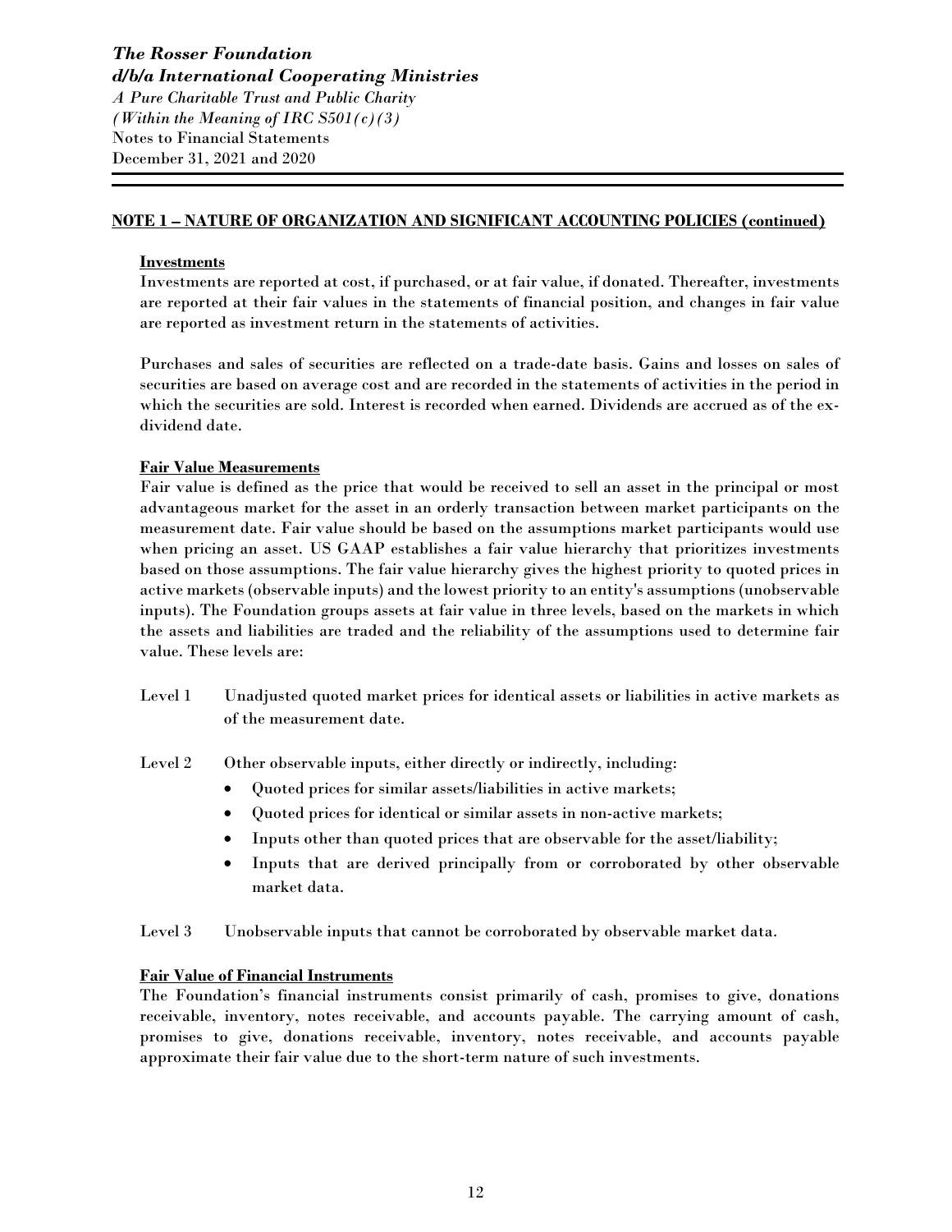## NOTE 1 – NATURE OF ORGANIZATION AND SIGNIFICANT ACCOUNTING POLICIES (continued)

### Investments

Investments are reported at cost, if purchased, or at fair value, if donated. Thereafter, investments are reported at their fair values in the statements of financial position, and changes in fair value are reported as investment return in the statements of activities.

Purchases and sales of securities are reflected on a trade-date basis. Gains and losses on sales of securities are based on average cost and are recorded in the statements of activities in the period in which the securities are sold. Interest is recorded when earned. Dividends are accrued as of the ex-dividend date.

### Fair Value Measurements

Fair value is defined as the price that would be received to sell an asset in the principal or most advantageous market for the asset in an orderly transaction between market participants on the measurement date. Fair value should be based on the assumptions market participants would use when pricing an asset. US GAAP establishes a fair value hierarchy that prioritizes investments based on those assumptions. The fair value hierarchy gives the highest priority to quoted prices in active markets (observable inputs) and the lowest priority to an entity's assumptions (unobservable inputs). The Foundation groups assets at fair value in three levels, based on the markets in which the assets and liabilities are traded and the reliability of the assumptions used to determine fair value. These levels are:

Level 1 Unadjusted quoted market prices for identical assets or liabilities in active markets as of the measurement date.

Level 2 Other observable inputs, either directly or indirectly, including:

- Quoted prices for similar assets/liabilities in active markets;
- Quoted prices for identical or similar assets in non-active markets;
- Inputs other than quoted prices that are observable for the asset/liability;
- Inputs that are derived principally from or corroborated by other observable market data.

Level 3 Unobservable inputs that cannot be corroborated by observable market data.

### Fair Value of Financial Instruments

The Foundation's financial instruments consist primarily of cash, promises to give, donations receivable, inventory, notes receivable, and accounts payable. The carrying amount of cash, promises to give, donations receivable, inventory, notes receivable, and accounts payable approximate their fair value due to the short-term nature of such investments.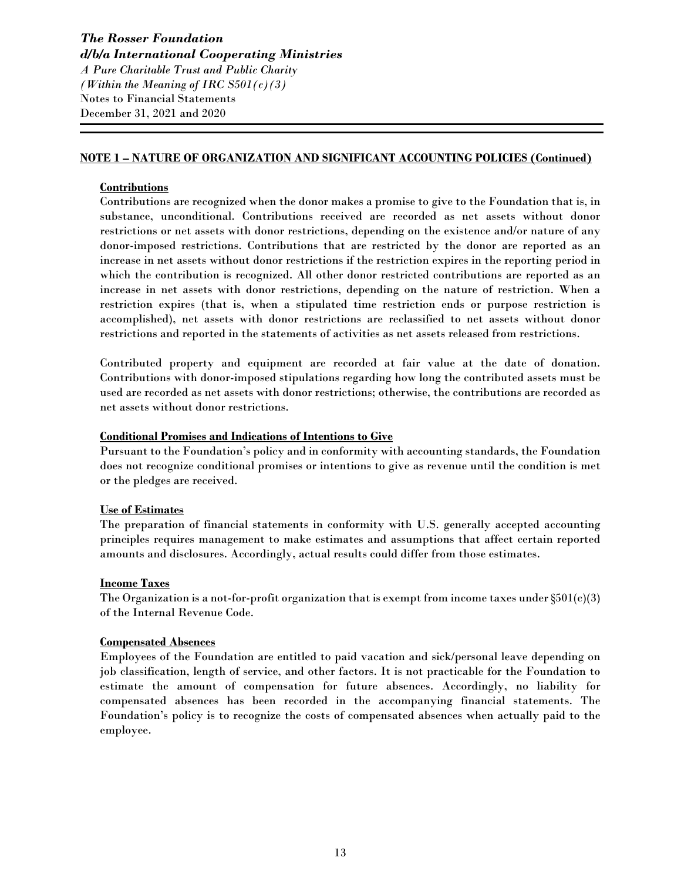## NOTE 1 – NATURE OF ORGANIZATION AND SIGNIFICANT ACCOUNTING POLICIES (Continued)

### Contributions

Contributions are recognized when the donor makes a promise to give to the Foundation that is, in substance, unconditional. Contributions received are recorded as net assets without donor restrictions or net assets with donor restrictions, depending on the existence and/or nature of any donor-imposed restrictions. Contributions that are restricted by the donor are reported as an increase in net assets without donor restrictions if the restriction expires in the reporting period in which the contribution is recognized. All other donor restricted contributions are reported as an increase in net assets with donor restrictions, depending on the nature of restriction. When a restriction expires (that is, when a stipulated time restriction ends or purpose restriction is accomplished), net assets with donor restrictions are reclassified to net assets without donor restrictions and reported in the statements of activities as net assets released from restrictions.

Contributed property and equipment are recorded at fair value at the date of donation. Contributions with donor-imposed stipulations regarding how long the contributed assets must be used are recorded as net assets with donor restrictions; otherwise, the contributions are recorded as net assets without donor restrictions.

### Conditional Promises and Indications of Intentions to Give

Pursuant to the Foundation's policy and in conformity with accounting standards, the Foundation does not recognize conditional promises or intentions to give as revenue until the condition is met or the pledges are received.

### Use of Estimates

The preparation of financial statements in conformity with U.S. generally accepted accounting principles requires management to make estimates and assumptions that affect certain reported amounts and disclosures. Accordingly, actual results could differ from those estimates.

### Income Taxes

The Organization is a not-for-profit organization that is exempt from income taxes under §501(c)(3) of the Internal Revenue Code.

### Compensated Absences

Employees of the Foundation are entitled to paid vacation and sick/personal leave depending on job classification, length of service, and other factors. It is not practicable for the Foundation to estimate the amount of compensation for future absences. Accordingly, no liability for compensated absences has been recorded in the accompanying financial statements. The Foundation's policy is to recognize the costs of compensated absences when actually paid to the employee.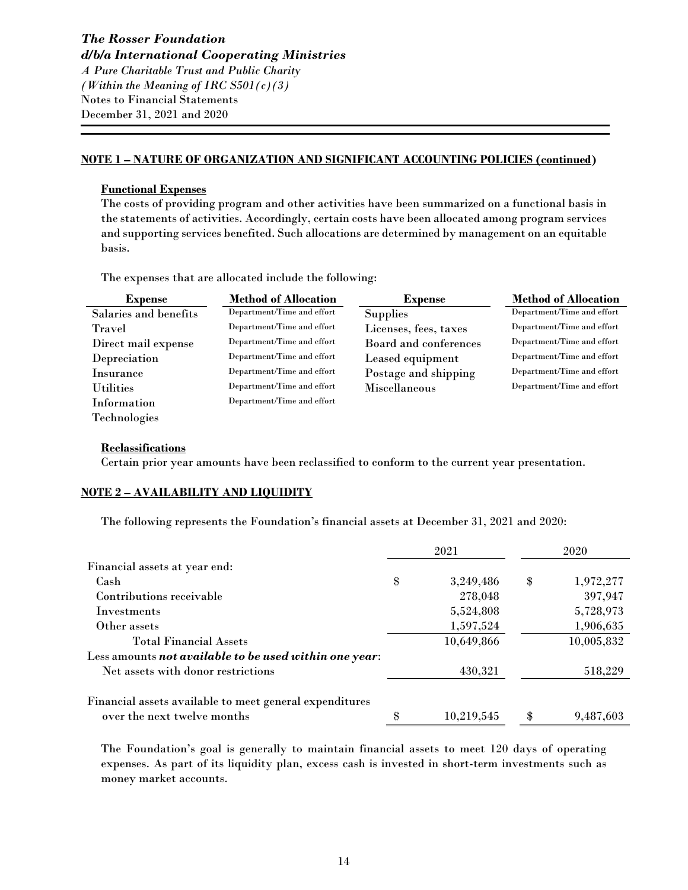**NOTE 1 – NATURE OF ORGANIZATION AND SIGNIFICANT ACCOUNTING POLICIES (continued)**

**Functional Expenses**

The costs of providing program and other activities have been summarized on a functional basis in the statements of activities. Accordingly, certain costs have been allocated among program services and supporting services benefited. Such allocations are determined by management on an equitable basis.

The expenses that are allocated include the following:

| Expense | Method of Allocation | Expense | Method of Allocation |
|---|---|---|---|
| Salaries and benefits | Department/Time and effort | Supplies | Department/Time and effort |
| Travel | Department/Time and effort | Licenses, fees, taxes | Department/Time and effort |
| Direct mail expense | Department/Time and effort | Board and conferences | Department/Time and effort |
| Depreciation | Department/Time and effort | Leased equipment | Department/Time and effort |
| Insurance | Department/Time and effort | Postage and shipping | Department/Time and effort |
| Utilities | Department/Time and effort | Miscellaneous | Department/Time and effort |
| Information Technologies | Department/Time and effort | | |

**Reclassifications**

Certain prior year amounts have been reclassified to conform to the current year presentation.

**NOTE 2 – AVAILABILITY AND LIQUIDITY**

The following represents the Foundation's financial assets at December 31, 2021 and 2020:

| | 2021 | 2020 |
|---|---|---|
| Financial assets at year end: | | |
| Cash | $ 3,249,486 | $ 1,972,277 |
| Contributions receivable | 278,048 | 397,947 |
| Investments | 5,524,808 | 5,728,973 |
| Other assets | 1,597,524 | 1,906,635 |
| Total Financial Assets | 10,649,866 | 10,005,832 |
| Less amounts ***not available to be used within one year***: | | |
| Net assets with donor restrictions | 430,321 | 518,229 |
| Financial assets available to meet general expenditures over the next twelve months | $ 10,219,545 | $ 9,487,603 |

The Foundation's goal is generally to maintain financial assets to meet 120 days of operating expenses. As part of its liquidity plan, excess cash is invested in short-term investments such as money market accounts.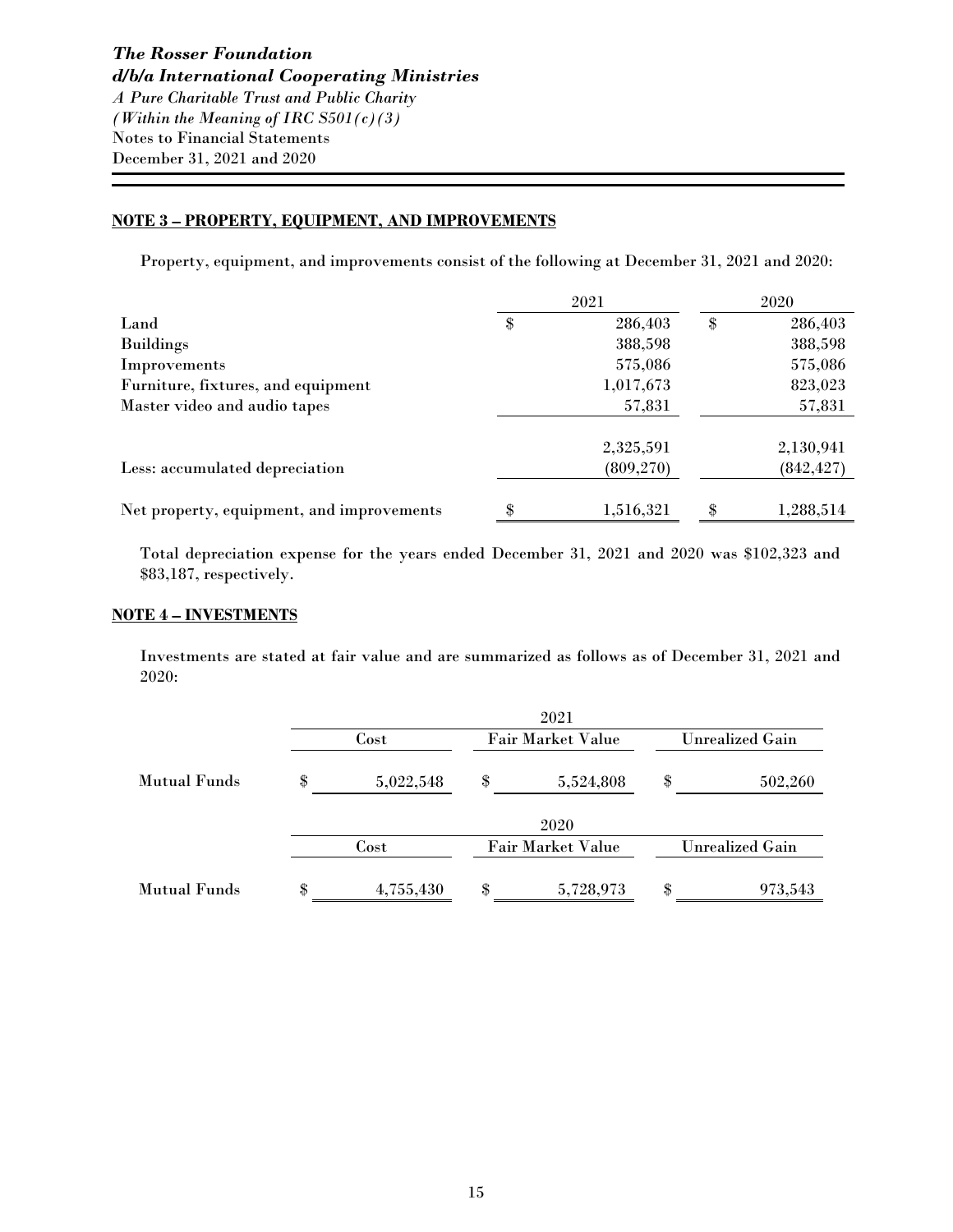**NOTE 3 – PROPERTY, EQUIPMENT, AND IMPROVEMENTS**

Property, equipment, and improvements consist of the following at December 31, 2021 and 2020:

| | 2021 | 2020 |
|---|---|---|
| Land | $ 286,403 | $ 286,403 |
| Buildings | 388,598 | 388,598 |
| Improvements | 575,086 | 575,086 |
| Furniture, fixtures, and equipment | 1,017,673 | 823,023 |
| Master video and audio tapes | 57,831 | 57,831 |
| | 2,325,591 | 2,130,941 |
| Less: accumulated depreciation | (809,270) | (842,427) |
| Net property, equipment, and improvements | $ 1,516,321 | $ 1,288,514 |

Total depreciation expense for the years ended December 31, 2021 and 2020 was $102,323 and $83,187, respectively.

**NOTE 4 – INVESTMENTS**

Investments are stated at fair value and are summarized as follows as of December 31, 2021 and 2020:

| | 2021 | | |
|---|---|---|---|
| | Cost | Fair Market Value | Unrealized Gain |
| Mutual Funds | $ 5,022,548 | $ 5,524,808 | $ 502,260 |

| | 2020 | | |
|---|---|---|---|
| | Cost | Fair Market Value | Unrealized Gain |
| Mutual Funds | $ 4,755,430 | $ 5,728,973 | $ 973,543 |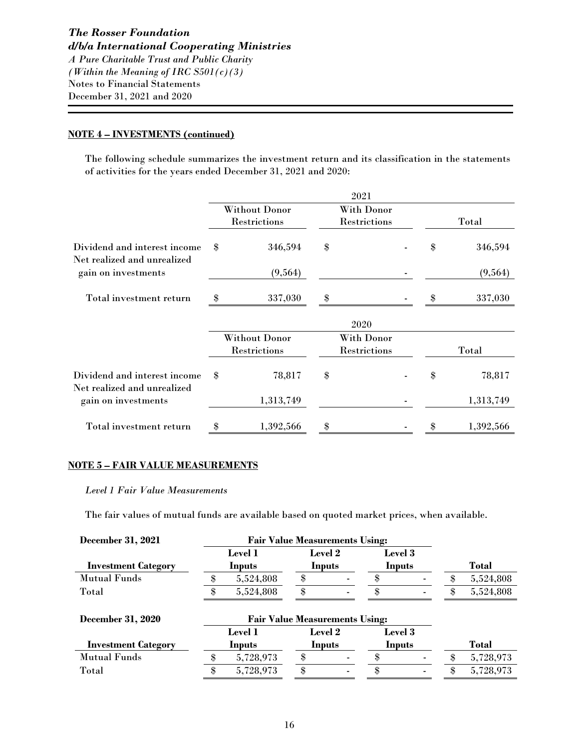**NOTE 4 – INVESTMENTS (continued)**

The following schedule summarizes the investment return and its classification in the statements of activities for the years ended December 31, 2021 and 2020:

| | 2021 | | |
|---|---|---|---|
| | Without Donor Restrictions | With Donor Restrictions | Total |
| Dividend and interest income | $ 346,594 | $ - | $ 346,594 |
| Net realized and unrealized gain on investments | (9,564) | - | (9,564) |
| Total investment return | $ 337,030 | $ - | $ 337,030 |

| | 2020 | | |
|---|---|---|---|
| | Without Donor Restrictions | With Donor Restrictions | Total |
| Dividend and interest income | $ 78,817 | $ - | $ 78,817 |
| Net realized and unrealized gain on investments | 1,313,749 | - | 1,313,749 |
| Total investment return | $ 1,392,566 | $ - | $ 1,392,566 |

**NOTE 5 – FAIR VALUE MEASUREMENTS**

*Level 1 Fair Value Measurements*

The fair values of mutual funds are available based on quoted market prices, when available.

| **December 31, 2021** | **Fair Value Measurements Using:** | | | |
|---|---|---|---|---|
| **Investment Category** | **Level 1 Inputs** | **Level 2 Inputs** | **Level 3 Inputs** | **Total** |
| Mutual Funds | $ 5,524,808 | $ - | $ - | $ 5,524,808 |
| Total | $ 5,524,808 | $ - | $ - | $ 5,524,808 |

| **December 31, 2020** | **Fair Value Measurements Using:** | | | |
|---|---|---|---|---|
| **Investment Category** | **Level 1 Inputs** | **Level 2 Inputs** | **Level 3 Inputs** | **Total** |
| Mutual Funds | $ 5,728,973 | $ - | $ - | $ 5,728,973 |
| Total | $ 5,728,973 | $ - | $ - | $ 5,728,973 |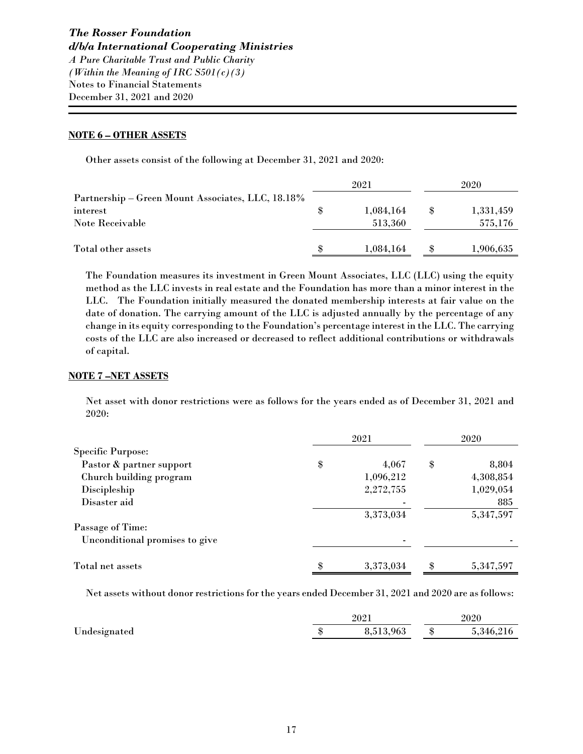*The Rosser Foundation*
*d/b/a International Cooperating Ministries*
*A Pure Charitable Trust and Public Charity*
*(Within the Meaning of IRC S501(c)(3)*
Notes to Financial Statements
December 31, 2021 and 2020

## NOTE 6 – OTHER ASSETS

Other assets consist of the following at December 31, 2021 and 2020:

| | 2021 | 2020 |
|---|---|---|
| Partnership – Green Mount Associates, LLC, 18.18% interest | $ 1,084,164 | $ 1,331,459 |
| Note Receivable | 513,360 | 575,176 |
| Total other assets | $ 1,084,164 | $ 1,906,635 |

The Foundation measures its investment in Green Mount Associates, LLC (LLC) using the equity method as the LLC invests in real estate and the Foundation has more than a minor interest in the LLC. The Foundation initially measured the donated membership interests at fair value on the date of donation. The carrying amount of the LLC is adjusted annually by the percentage of any change in its equity corresponding to the Foundation's percentage interest in the LLC. The carrying costs of the LLC are also increased or decreased to reflect additional contributions or withdrawals of capital.

## NOTE 7 –NET ASSETS

Net asset with donor restrictions were as follows for the years ended as of December 31, 2021 and 2020:

| | 2021 | 2020 |
|---|---|---|
| Specific Purpose: | | |
| Pastor & partner support | $ 4,067 | $ 8,804 |
| Church building program | 1,096,212 | 4,308,854 |
| Discipleship | 2,272,755 | 1,029,054 |
| Disaster aid | - | 885 |
| | 3,373,034 | 5,347,597 |
| Passage of Time: | | |
| Unconditional promises to give | - | - |
| Total net assets | $ 3,373,034 | $ 5,347,597 |

Net assets without donor restrictions for the years ended December 31, 2021 and 2020 are as follows:

| | 2021 | 2020 |
|---|---|---|
| Undesignated | $ 8,513,963 | $ 5,346,216 |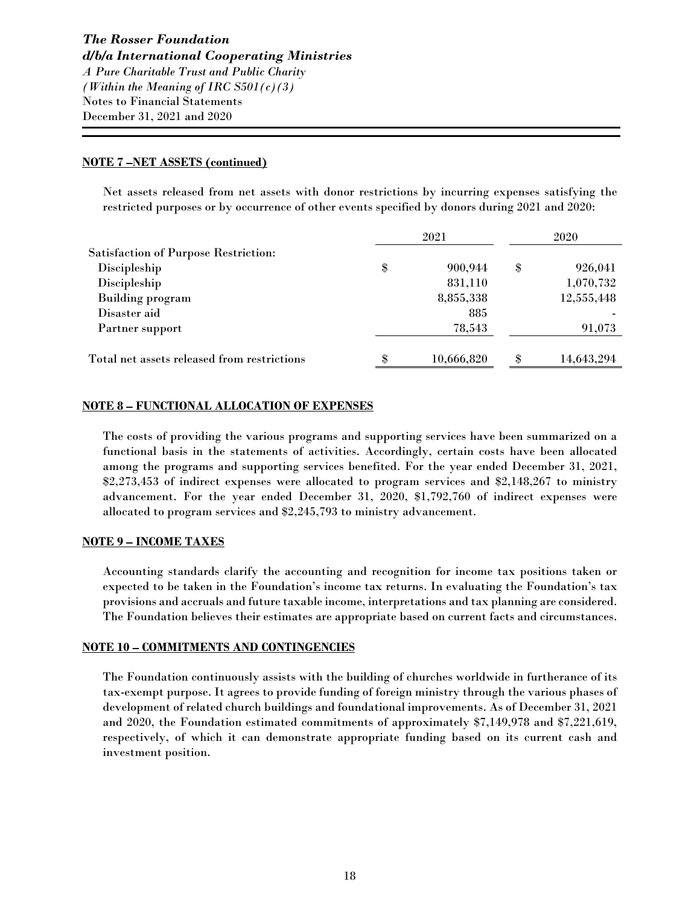**NOTE 7 –NET ASSETS (continued)**

Net assets released from net assets with donor restrictions by incurring expenses satisfying the restricted purposes or by occurrence of other events specified by donors during 2021 and 2020:

| | 2021 | 2020 |
|---|---|---|
| Satisfaction of Purpose Restriction: | | |
| Discipleship | $ 900,944 | $ 926,041 |
| Discipleship | 831,110 | 1,070,732 |
| Building program | 8,855,338 | 12,555,448 |
| Disaster aid | 885 | - |
| Partner support | 78,543 | 91,073 |
| Total net assets released from restrictions | $ 10,666,820 | $ 14,643,294 |

**NOTE 8 – FUNCTIONAL ALLOCATION OF EXPENSES**

The costs of providing the various programs and supporting services have been summarized on a functional basis in the statements of activities. Accordingly, certain costs have been allocated among the programs and supporting services benefited. For the year ended December 31, 2021, $2,273,453 of indirect expenses were allocated to program services and $2,148,267 to ministry advancement. For the year ended December 31, 2020, $1,792,760 of indirect expenses were allocated to program services and $2,245,793 to ministry advancement.

**NOTE 9 – INCOME TAXES**

Accounting standards clarify the accounting and recognition for income tax positions taken or expected to be taken in the Foundation's income tax returns. In evaluating the Foundation's tax provisions and accruals and future taxable income, interpretations and tax planning are considered. The Foundation believes their estimates are appropriate based on current facts and circumstances.

**NOTE 10 – COMMITMENTS AND CONTINGENCIES**

The Foundation continuously assists with the building of churches worldwide in furtherance of its tax-exempt purpose. It agrees to provide funding of foreign ministry through the various phases of development of related church buildings and foundational improvements. As of December 31, 2021 and 2020, the Foundation estimated commitments of approximately $7,149,978 and $7,221,619, respectively, of which it can demonstrate appropriate funding based on its current cash and investment position.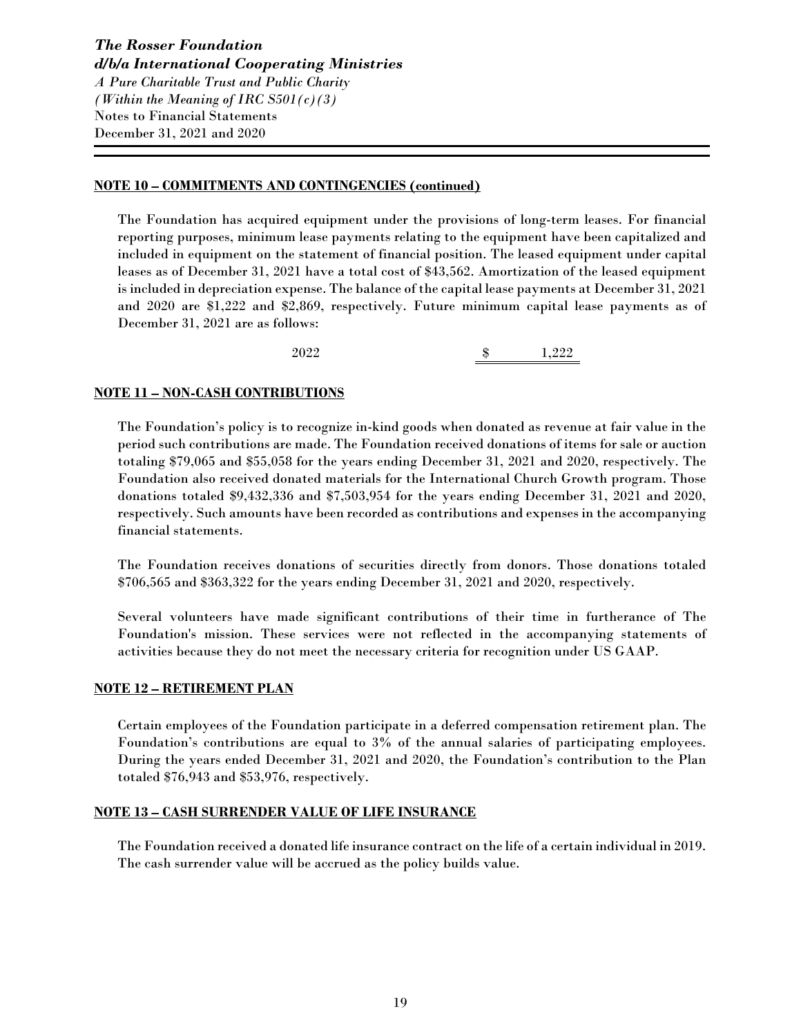## NOTE 10 – COMMITMENTS AND CONTINGENCIES (continued)

The Foundation has acquired equipment under the provisions of long-term leases. For financial reporting purposes, minimum lease payments relating to the equipment have been capitalized and included in equipment on the statement of financial position. The leased equipment under capital leases as of December 31, 2021 have a total cost of $43,562. Amortization of the leased equipment is included in depreciation expense. The balance of the capital lease payments at December 31, 2021 and 2020 are $1,222 and $2,869, respectively. Future minimum capital lease payments as of December 31, 2021 are as follows:

| | |
|---|---|
| 2022 | $ 1,222 |

## NOTE 11 – NON-CASH CONTRIBUTIONS

The Foundation's policy is to recognize in-kind goods when donated as revenue at fair value in the period such contributions are made. The Foundation received donations of items for sale or auction totaling $79,065 and $55,058 for the years ending December 31, 2021 and 2020, respectively. The Foundation also received donated materials for the International Church Growth program. Those donations totaled $9,432,336 and $7,503,954 for the years ending December 31, 2021 and 2020, respectively. Such amounts have been recorded as contributions and expenses in the accompanying financial statements.

The Foundation receives donations of securities directly from donors. Those donations totaled $706,565 and $363,322 for the years ending December 31, 2021 and 2020, respectively.

Several volunteers have made significant contributions of their time in furtherance of The Foundation's mission. These services were not reflected in the accompanying statements of activities because they do not meet the necessary criteria for recognition under US GAAP.

## NOTE 12 – RETIREMENT PLAN

Certain employees of the Foundation participate in a deferred compensation retirement plan. The Foundation's contributions are equal to 3% of the annual salaries of participating employees. During the years ended December 31, 2021 and 2020, the Foundation's contribution to the Plan totaled $76,943 and $53,976, respectively.

## NOTE 13 – CASH SURRENDER VALUE OF LIFE INSURANCE

The Foundation received a donated life insurance contract on the life of a certain individual in 2019. The cash surrender value will be accrued as the policy builds value.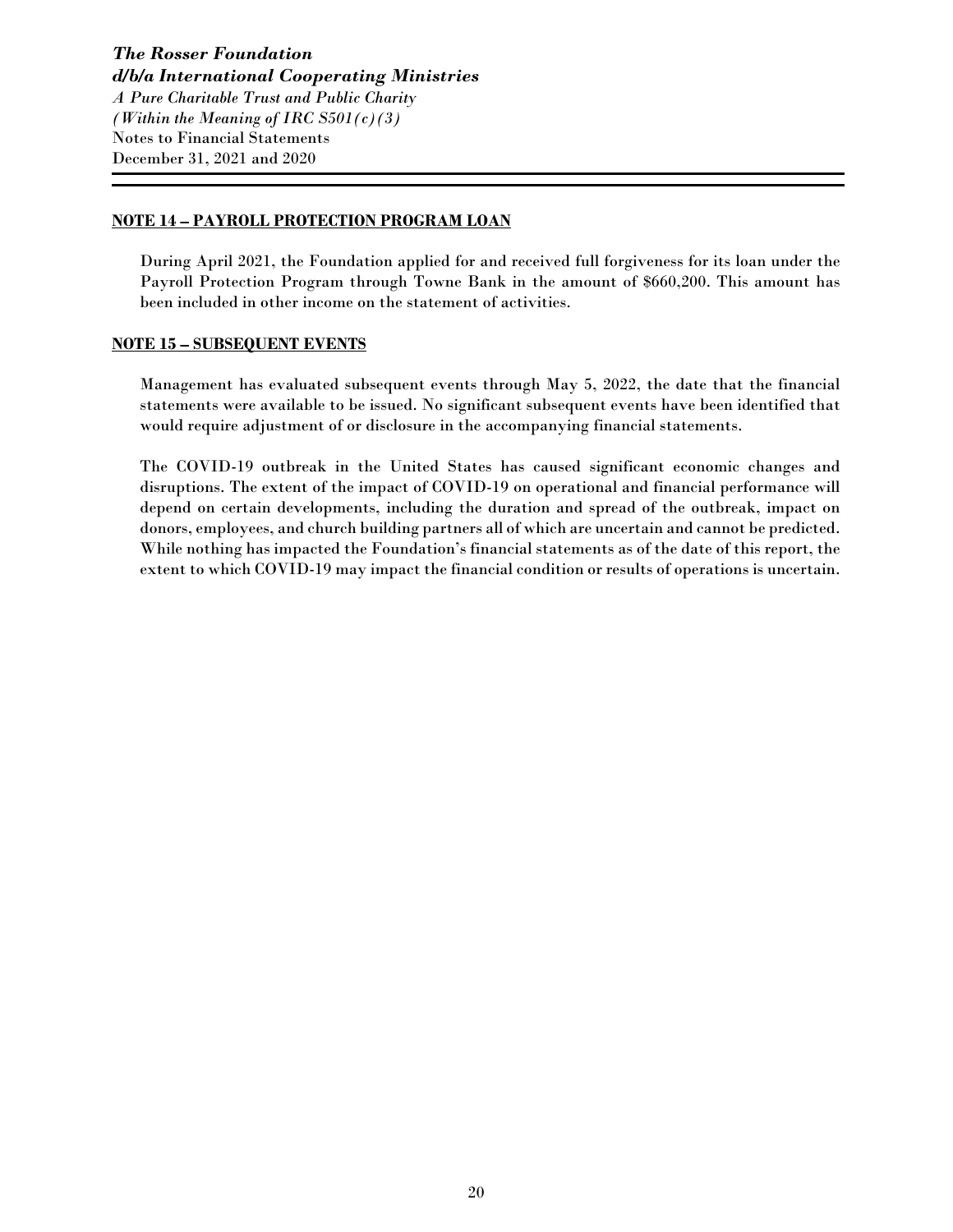## NOTE 14 – PAYROLL PROTECTION PROGRAM LOAN

During April 2021, the Foundation applied for and received full forgiveness for its loan under the Payroll Protection Program through Towne Bank in the amount of $660,200. This amount has been included in other income on the statement of activities.

## NOTE 15 – SUBSEQUENT EVENTS

Management has evaluated subsequent events through May 5, 2022, the date that the financial statements were available to be issued. No significant subsequent events have been identified that would require adjustment of or disclosure in the accompanying financial statements.

The COVID-19 outbreak in the United States has caused significant economic changes and disruptions. The extent of the impact of COVID-19 on operational and financial performance will depend on certain developments, including the duration and spread of the outbreak, impact on donors, employees, and church building partners all of which are uncertain and cannot be predicted. While nothing has impacted the Foundation's financial statements as of the date of this report, the extent to which COVID-19 may impact the financial condition or results of operations is uncertain.